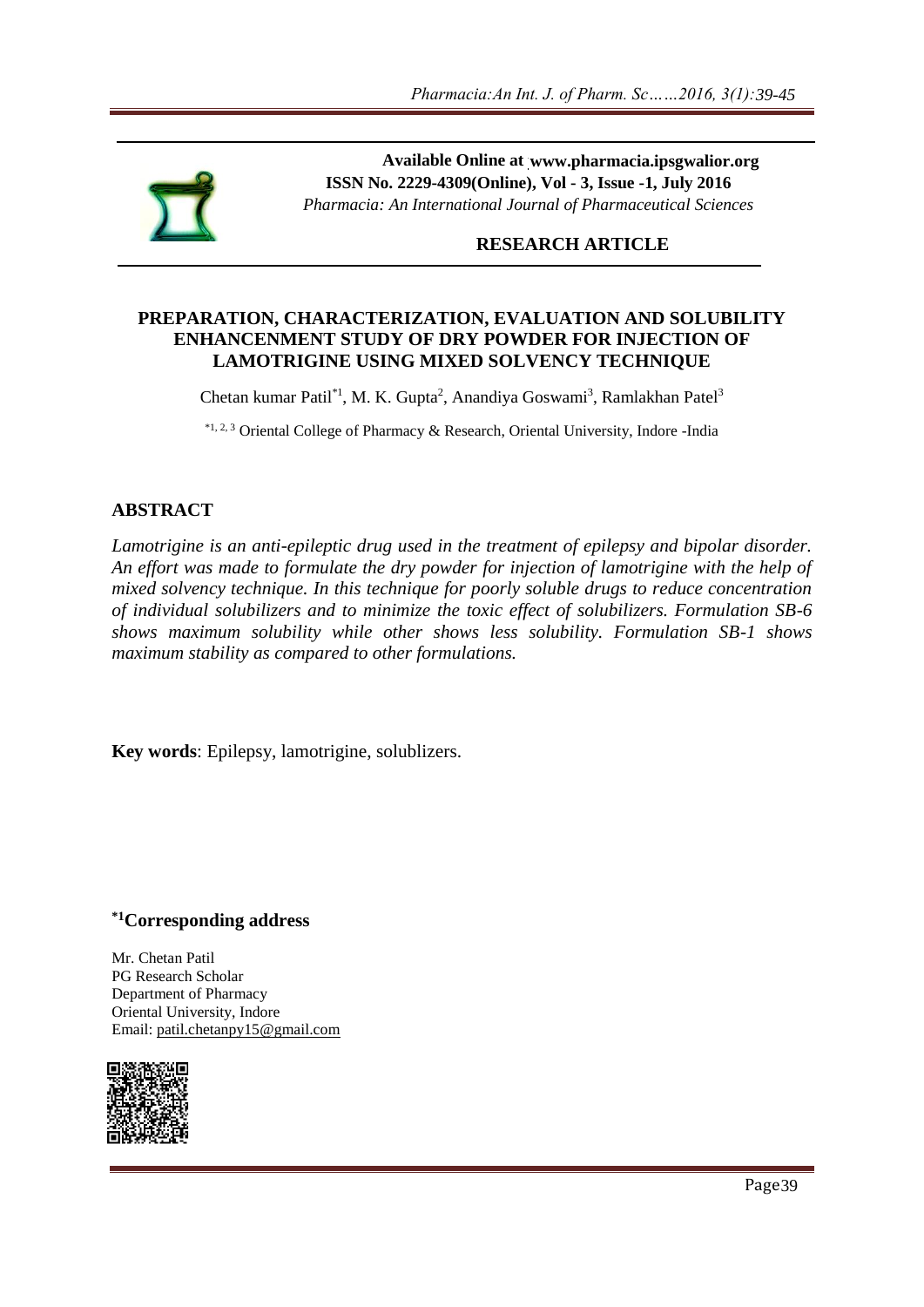**Available Online at www.pharmacia.ipsgwalior.org**
**ISSN No. 2229-4309(Online), Vol - 3, Issue -1, July 2016**
*Pharmacia: An International Journal of Pharmaceutical Sciences*

**RESEARCH ARTICLE**

# PREPARATION, CHARACTERIZATION, EVALUATION AND SOLUBILITY ENHANCENMENT STUDY OF DRY POWDER FOR INJECTION OF LAMOTRIGINE USING MIXED SOLVENCY TECHNIQUE

Chetan kumar Patil[*1], M. K. Gupta[2], Anandiya Goswami[3], Ramlakhan Patel[3]

[*1, 2, 3] Oriental College of Pharmacy & Research, Oriental University, Indore -India

## ABSTRACT

*Lamotrigine is an anti-epileptic drug used in the treatment of epilepsy and bipolar disorder. An effort was made to formulate the dry powder for injection of lamotrigine with the help of mixed solvency technique. In this technique for poorly soluble drugs to reduce concentration of individual solubilizers and to minimize the toxic effect of solubilizers. Formulation SB-6 shows maximum solubility while other shows less solubility. Formulation SB-1 shows maximum stability as compared to other formulations.*

**Key words**: Epilepsy, lamotrigine, solublizers.

**[*1]Corresponding address**

Mr. Chetan Patil
PG Research Scholar
Department of Pharmacy
Oriental University, Indore
Email: patil.chetanpy15@gmail.com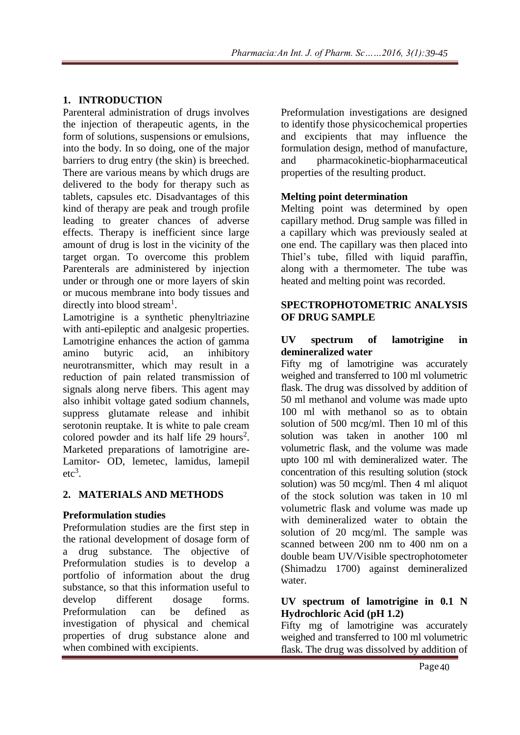## 1. INTRODUCTION

Parenteral administration of drugs involves the injection of therapeutic agents, in the form of solutions, suspensions or emulsions, into the body. In so doing, one of the major barriers to drug entry (the skin) is breeched. There are various means by which drugs are delivered to the body for therapy such as tablets, capsules etc. Disadvantages of this kind of therapy are peak and trough profile leading to greater chances of adverse effects. Therapy is inefficient since large amount of drug is lost in the vicinity of the target organ. To overcome this problem Parenterals are administered by injection under or through one or more layers of skin or mucous membrane into body tissues and directly into blood stream[1].

Lamotrigine is a synthetic phenyltriazine with anti-epileptic and analgesic properties. Lamotrigine enhances the action of gamma amino butyric acid, an inhibitory neurotransmitter, which may result in a reduction of pain related transmission of signals along nerve fibers. This agent may also inhibit voltage gated sodium channels, suppress glutamate release and inhibit serotonin reuptake. It is white to pale cream colored powder and its half life 29 hours[2]. Marketed preparations of lamotrigine are- Lamitor- OD, lemetec, lamidus, lamepil etc[3].

## 2. MATERIALS AND METHODS

### Preformulation studies

Preformulation studies are the first step in the rational development of dosage form of a drug substance. The objective of Preformulation studies is to develop a portfolio of information about the drug substance, so that this information useful to develop different dosage forms. Preformulation can be defined as investigation of physical and chemical properties of drug substance alone and when combined with excipients.

Preformulation investigations are designed to identify those physicochemical properties and excipients that may influence the formulation design, method of manufacture, and pharmacokinetic-biopharmaceutical properties of the resulting product.

### Melting point determination

Melting point was determined by open capillary method. Drug sample was filled in a capillary which was previously sealed at one end. The capillary was then placed into Thiel's tube, filled with liquid paraffin, along with a thermometer. The tube was heated and melting point was recorded.

### SPECTROPHOTOMETRIC ANALYSIS OF DRUG SAMPLE

#### UV spectrum of lamotrigine in demineralized water

Fifty mg of lamotrigine was accurately weighed and transferred to 100 ml volumetric flask. The drug was dissolved by addition of 50 ml methanol and volume was made upto 100 ml with methanol so as to obtain solution of 500 mcg/ml. Then 10 ml of this solution was taken in another 100 ml volumetric flask, and the volume was made upto 100 ml with demineralized water. The concentration of this resulting solution (stock solution) was 50 mcg/ml. Then 4 ml aliquot of the stock solution was taken in 10 ml volumetric flask and volume was made up with demineralized water to obtain the solution of 20 mcg/ml. The sample was scanned between 200 nm to 400 nm on a double beam UV/Visible spectrophotometer (Shimadzu 1700) against demineralized water.

#### UV spectrum of lamotrigine in 0.1 N Hydrochloric Acid (pH 1.2)

Fifty mg of lamotrigine was accurately weighed and transferred to 100 ml volumetric flask. The drug was dissolved by addition of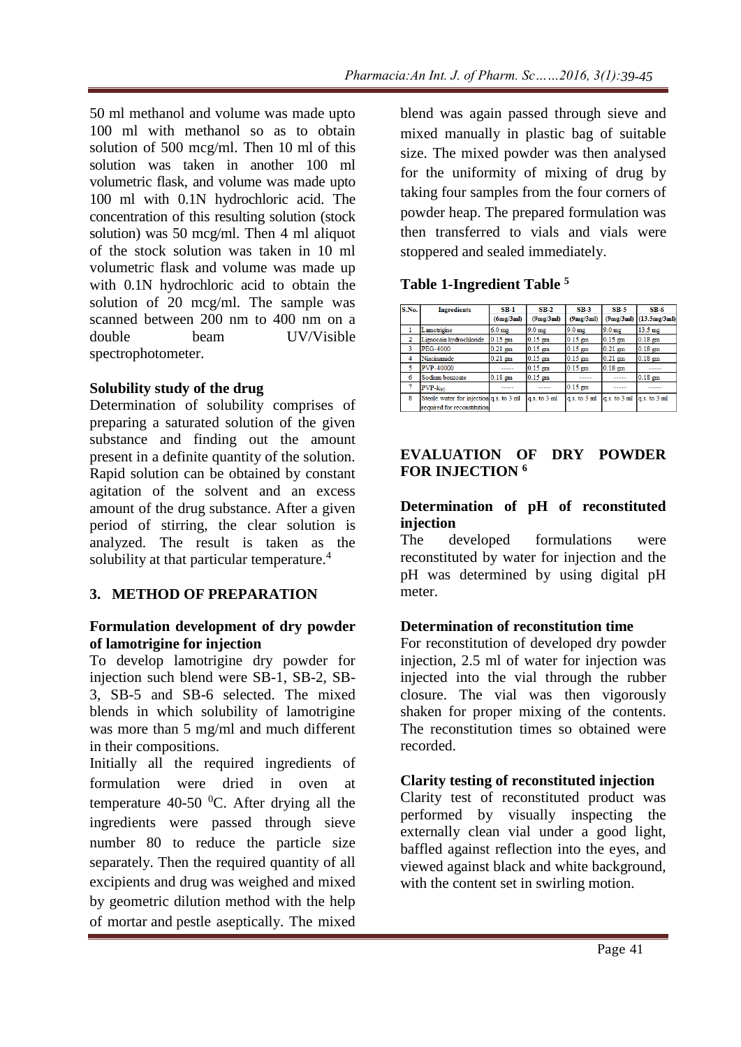50 ml methanol and volume was made upto 100 ml with methanol so as to obtain solution of 500 mcg/ml. Then 10 ml of this solution was taken in another 100 ml volumetric flask, and volume was made upto 100 ml with 0.1N hydrochloric acid. The concentration of this resulting solution (stock solution) was 50 mcg/ml. Then 4 ml aliquot of the stock solution was taken in 10 ml volumetric flask and volume was made up with 0.1N hydrochloric acid to obtain the solution of 20 mcg/ml. The sample was scanned between 200 nm to 400 nm on a double beam UV/Visible spectrophotometer.

**Solubility study of the drug**

Determination of solubility comprises of preparing a saturated solution of the given substance and finding out the amount present in a definite quantity of the solution. Rapid solution can be obtained by constant agitation of the solvent and an excess amount of the drug substance. After a given period of stirring, the clear solution is analyzed. The result is taken as the solubility at that particular temperature.[4]

## 3. METHOD OF PREPARATION

**Formulation development of dry powder of lamotrigine for injection**

To develop lamotrigine dry powder for injection such blend were SB-1, SB-2, SB-3, SB-5 and SB-6 selected. The mixed blends in which solubility of lamotrigine was more than 5 mg/ml and much different in their compositions.

Initially all the required ingredients of formulation were dried in oven at temperature 40-50 $^0$C. After drying all the ingredients were passed through sieve number 80 to reduce the particle size separately. Then the required quantity of all excipients and drug was weighed and mixed by geometric dilution method with the help of mortar and pestle aseptically. The mixed blend was again passed through sieve and mixed manually in plastic bag of suitable size. The mixed powder was then analysed for the uniformity of mixing of drug by taking four samples from the four corners of powder heap. The prepared formulation was then transferred to vials and vials were stoppered and sealed immediately.

**Table 1-Ingredient Table [5]**

| S.No. | Ingredients | SB-1 (6mg/3ml) | SB-2 (9mg/3ml) | SB-3 (9mg/3ml) | SB-5 (9mg/3ml) | SB-6 (13.5mg/3ml) |
|---|---|---|---|---|---|---|
| 1 | Lamotrigine | 6.0 mg | 9.0 mg | 9.0 mg | 9.0 mg | 13.5 mg |
| 2 | Lignocain hydrochloride | 0.15 gm | 0.15 gm | 0.15 gm | 0.15 gm | 0.18 gm |
| 3 | PEG-4000 | 0.21 gm | 0.15 gm | 0.15 gm | 0.21 gm | 0.18 gm |
| 4 | Niacinamide | 0.21 gm | 0.15 gm | 0.15 gm | 0.21 gm | 0.18 gm |
| 5 | PVP-40000 | ----- | 0.15 gm | 0.15 gm | 0.18 gm | ----- |
| 6 | Sodium benzoate | 0.18 gm | 0.15 gm | ----- | ----- | 0.18 gm |
| 7 | PVP-$k_{30}$ | ----- | ----- | 0.15 gm | ----- | ----- |
| 8 | Sterile water for injection required for reconstitution | q.s. to 3 ml | q.s. to 3 ml | q.s. to 3 ml | q.s. to 3 ml | q.s. to 3 ml |

## EVALUATION OF DRY POWDER FOR INJECTION [6]

**Determination of pH of reconstituted injection**

The developed formulations were reconstituted by water for injection and the pH was determined by using digital pH meter.

**Determination of reconstitution time**

For reconstitution of developed dry powder injection, 2.5 ml of water for injection was injected into the vial through the rubber closure. The vial was then vigorously shaken for proper mixing of the contents. The reconstitution times so obtained were recorded.

**Clarity testing of reconstituted injection**

Clarity test of reconstituted product was performed by visually inspecting the externally clean vial under a good light, baffled against reflection into the eyes, and viewed against black and white background, with the content set in swirling motion.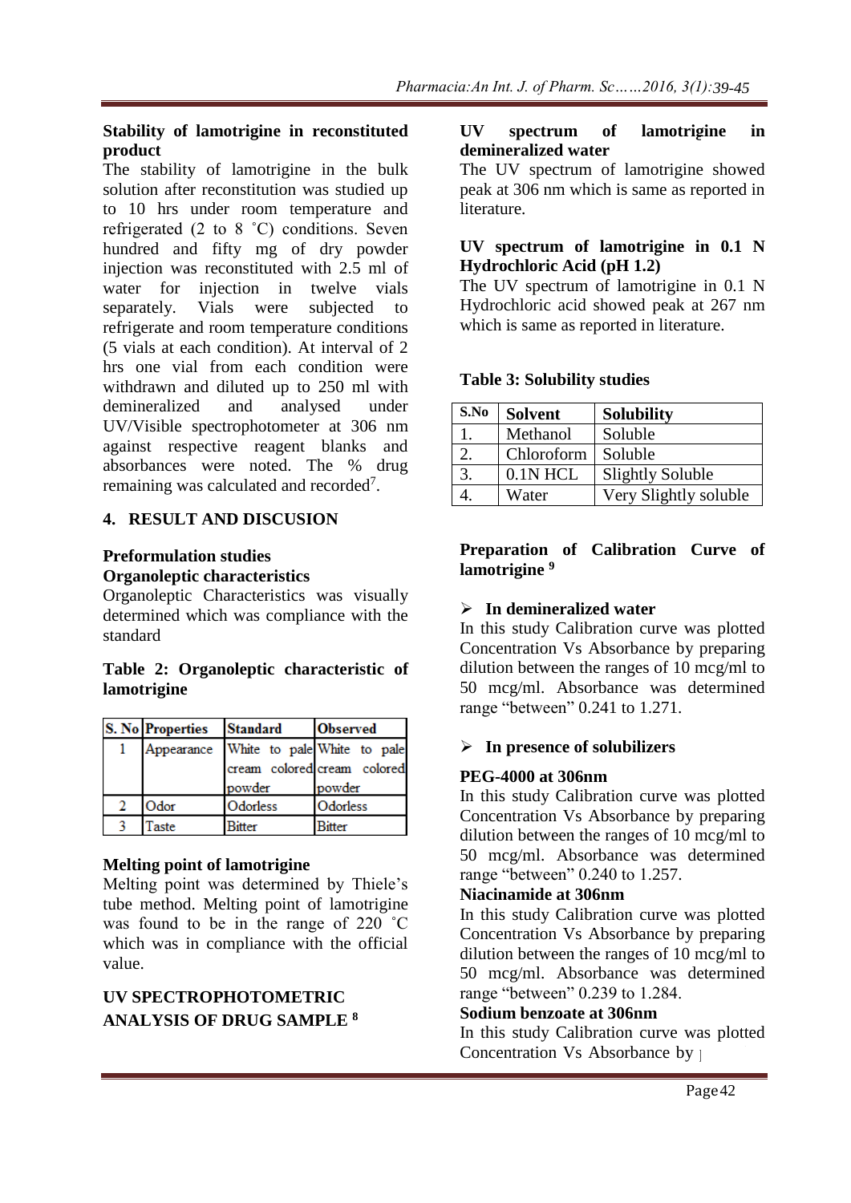**Stability of lamotrigine in reconstituted product**

The stability of lamotrigine in the bulk solution after reconstitution was studied up to 10 hrs under room temperature and refrigerated (2 to 8 ˚C) conditions. Seven hundred and fifty mg of dry powder injection was reconstituted with 2.5 ml of water for injection in twelve vials separately. Vials were subjected to refrigerate and room temperature conditions (5 vials at each condition). At interval of 2 hrs one vial from each condition were withdrawn and diluted up to 250 ml with demineralized and analysed under UV/Visible spectrophotometer at 306 nm against respective reagent blanks and absorbances were noted. The % drug remaining was calculated and recorded[7].

## 4. RESULT AND DISCUSION

**Preformulation studies**

**Organoleptic characteristics**

Organoleptic Characteristics was visually determined which was compliance with the standard

**Table 2: Organoleptic characteristic of lamotrigine**

| S. No | Properties | Standard | Observed |
|---|---|---|---|
| 1 | Appearance | White to pale cream colored powder | White to pale cream colored powder |
| 2 | Odor | Odorless | Odorless |
| 3 | Taste | Bitter | Bitter |

**Melting point of lamotrigine**

Melting point was determined by Thiele's tube method. Melting point of lamotrigine was found to be in the range of 220 ˚C which was in compliance with the official value.

**UV SPECTROPHOTOMETRIC ANALYSIS OF DRUG SAMPLE [8]**

**UV spectrum of lamotrigine in demineralized water**

The UV spectrum of lamotrigine showed peak at 306 nm which is same as reported in literature.

**UV spectrum of lamotrigine in 0.1 N Hydrochloric Acid (pH 1.2)**

The UV spectrum of lamotrigine in 0.1 N Hydrochloric acid showed peak at 267 nm which is same as reported in literature.

**Table 3: Solubility studies**

| S.No | Solvent | Solubility |
|---|---|---|
| 1. | Methanol | Soluble |
| 2. | Chloroform | Soluble |
| 3. | 0.1N HCL | Slightly Soluble |
| 4. | Water | Very Slightly soluble |

**Preparation of Calibration Curve of lamotrigine [9]**

- **In demineralized water**

In this study Calibration curve was plotted Concentration Vs Absorbance by preparing dilution between the ranges of 10 mcg/ml to 50 mcg/ml. Absorbance was determined range "between" 0.241 to 1.271.

- **In presence of solubilizers**

**PEG-4000 at 306nm**

In this study Calibration curve was plotted Concentration Vs Absorbance by preparing dilution between the ranges of 10 mcg/ml to 50 mcg/ml. Absorbance was determined range "between" 0.240 to 1.257.

**Niacinamide at 306nm**

In this study Calibration curve was plotted Concentration Vs Absorbance by preparing dilution between the ranges of 10 mcg/ml to 50 mcg/ml. Absorbance was determined range "between" 0.239 to 1.284.

**Sodium benzoate at 306nm**

In this study Calibration curve was plotted Concentration Vs Absorbance by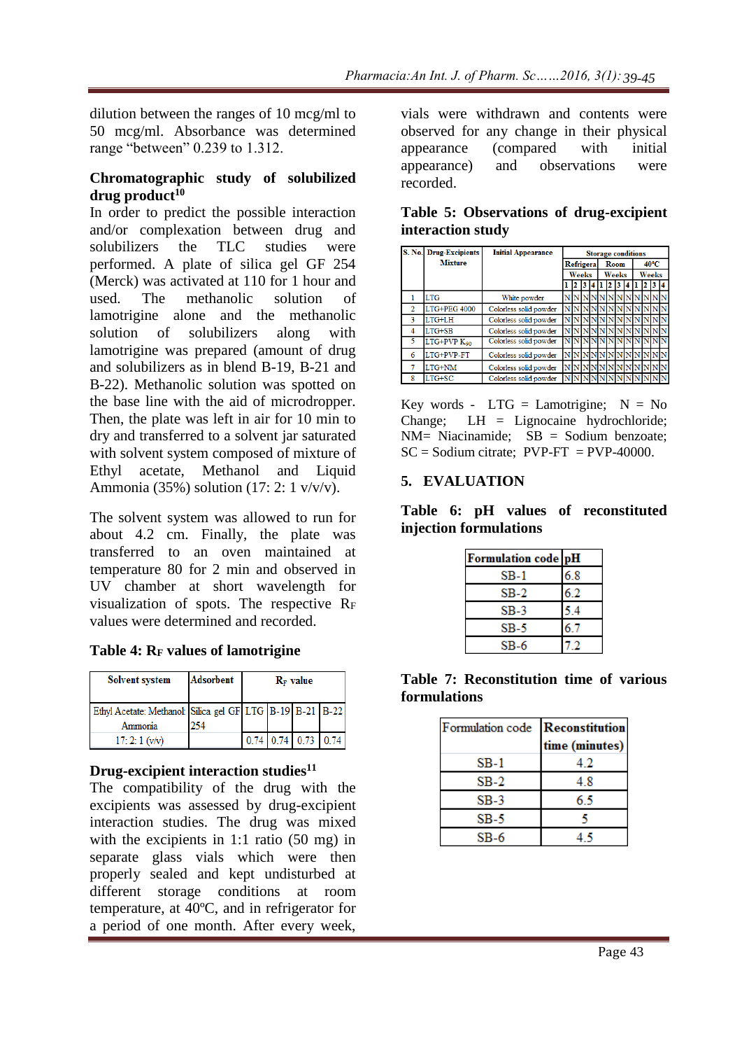dilution between the ranges of 10 mcg/ml to 50 mcg/ml. Absorbance was determined range "between" 0.239 to 1.312.

### Chromatographic study of solubilized drug product[10]

In order to predict the possible interaction and/or complexation between drug and solubilizers the TLC studies were performed. A plate of silica gel GF 254 (Merck) was activated at 110 for 1 hour and used. The methanolic solution of lamotrigine alone and the methanolic solution of solubilizers along with lamotrigine was prepared (amount of drug and solubilizers as in blend B-19, B-21 and B-22). Methanolic solution was spotted on the base line with the aid of microdropper. Then, the plate was left in air for 10 min to dry and transferred to a solvent jar saturated with solvent system composed of mixture of Ethyl acetate, Methanol and Liquid Ammonia (35%) solution (17: 2: 1 v/v/v).

The solvent system was allowed to run for about 4.2 cm. Finally, the plate was transferred to an oven maintained at temperature 80 for 2 min and observed in UV chamber at short wavelength for visualization of spots. The respective $R_F$ values were determined and recorded.

**Table 4: $R_F$ values of lamotrigine**

| Solvent system | Adsorbent | $R_F$ value | | | |
|---|---|---|---|---|---|
| Ethyl Acetate: Methanol: Ammonia | Silica gel GF 254 | LTG | B-19 | B-21 | B-22 |
| 17: 2: 1 (v/v) | | 0.74 | 0.74 | 0.73 | 0.74 |

### Drug-excipient interaction studies[11]

The compatibility of the drug with the excipients was assessed by drug-excipient interaction studies. The drug was mixed with the excipients in 1:1 ratio (50 mg) in separate glass vials which were then properly sealed and kept undisturbed at different storage conditions at room temperature, at 40ºC, and in refrigerator for a period of one month. After every week, vials were withdrawn and contents were observed for any change in their physical appearance (compared with initial appearance) and observations were recorded.

**Table 5: Observations of drug-excipient interaction study**

| S. No. | Drug-Excipients Mixture | Initial Appearance | Storage conditions | | | | | | | | | | | |
|---|---|---|---|---|---|---|---|---|---|---|---|---|---|---|
| | | | Refrigera | | | | Room | | | | 40ºC | | | |
| | | | Weeks | | | | Weeks | | | | Weeks | | | |
| | | | 1 | 2 | 3 | 4 | 1 | 2 | 3 | 4 | 1 | 2 | 3 | 4 |
| 1 | LTG | White powder | N | N | N | N | N | N | N | N | N | N | N | N |
| 2 | LTG+PEG 4000 | Colorless solid powder | N | N | N | N | N | N | N | N | N | N | N | N |
| 3 | LTG+LH | Colorless solid powder | N | N | N | N | N | N | N | N | N | N | N | N |
| 4 | LTG+SB | Colorless solid powder | N | N | N | N | N | N | N | N | N | N | N | N |
| 5 | LTG+PVP $K_{90}$ | Colorless solid powder | N | N | N | N | N | N | N | N | N | N | N | N |
| 6 | LTG+PVP-FT | Colorless solid powder | N | N | N | N | N | N | N | N | N | N | N | N |
| 7 | LTG+NM | Colorless solid powder | N | N | N | N | N | N | N | N | N | N | N | N |
| 8 | LTG+SC | Colorless solid powder | N | N | N | N | N | N | N | N | N | N | N | N |

Key words - LTG = Lamotrigine; N = No Change; LH = Lignocaine hydrochloride; NM= Niacinamide; SB = Sodium benzoate; SC = Sodium citrate; PVP-FT = PVP-40000.

## 5. EVALUATION

**Table 6: pH values of reconstituted injection formulations**

| Formulation code | pH |
|---|---|
| SB-1 | 6.8 |
| SB-2 | 6.2 |
| SB-3 | 5.4 |
| SB-5 | 6.7 |
| SB-6 | 7.2 |

**Table 7: Reconstitution time of various formulations**

| Formulation code | Reconstitution time (minutes) |
|---|---|
| SB-1 | 4.2 |
| SB-2 | 4.8 |
| SB-3 | 6.5 |
| SB-5 | 5 |
| SB-6 | 4.5 |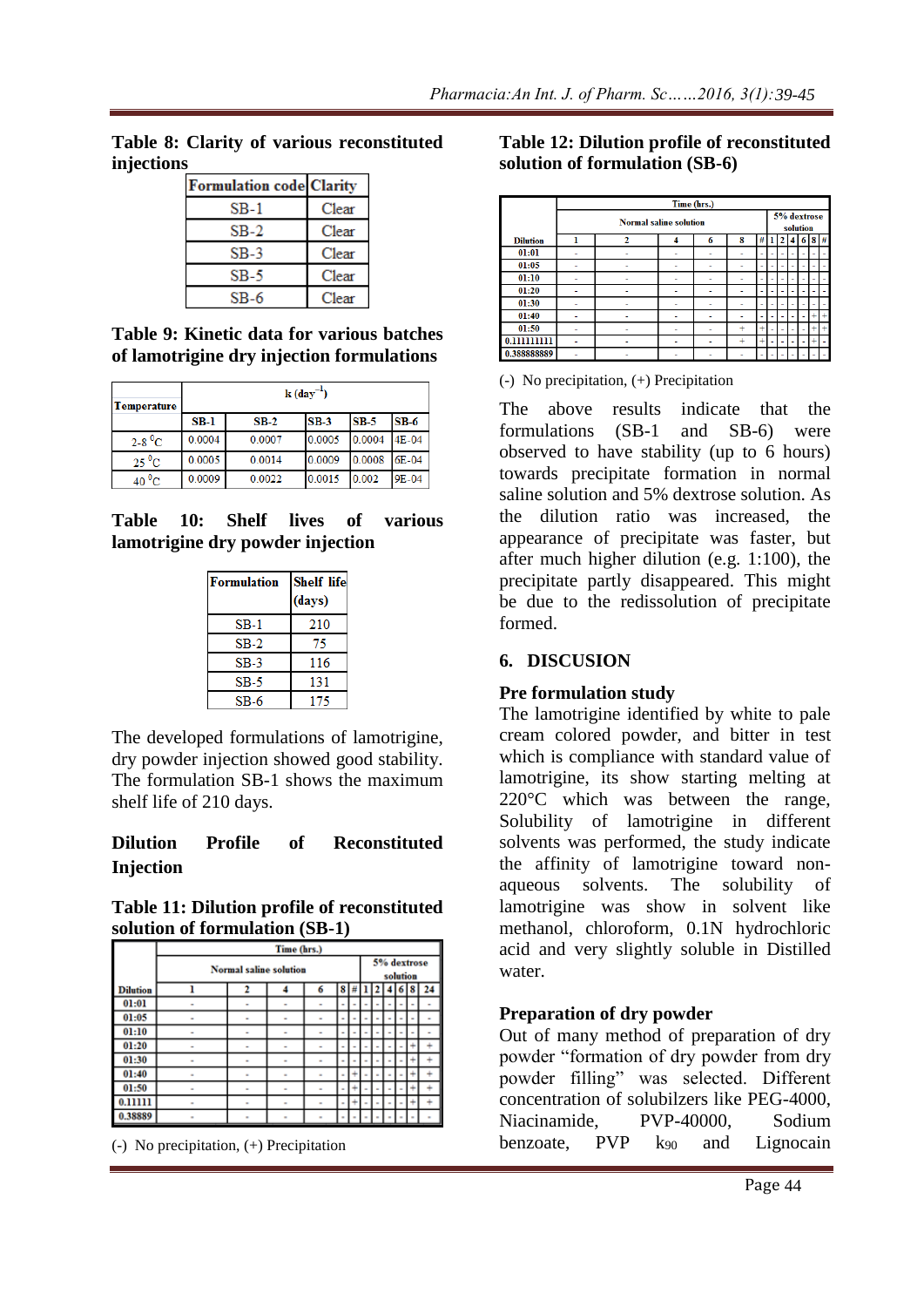**Table 8: Clarity of various reconstituted injections**

| Formulation code | Clarity |
|---|---|
| SB-1 | Clear |
| SB-2 | Clear |
| SB-3 | Clear |
| SB-5 | Clear |
| SB-6 | Clear |

**Table 9: Kinetic data for various batches of lamotrigine dry injection formulations**

| Temperature | k (day$^{-1}$) | | | | |
|---|---|---|---|---|---|
| | SB-1 | SB-2 | SB-3 | SB-5 | SB-6 |
| 2-8 $^0$C | 0.0004 | 0.0007 | 0.0005 | 0.0004 | 4E-04 |
| 25 $^0$C | 0.0005 | 0.0014 | 0.0009 | 0.0008 | 6E-04 |
| 40 $^0$C | 0.0009 | 0.0022 | 0.0015 | 0.002 | 9E-04 |

**Table 10: Shelf lives of various lamotrigine dry powder injection**

| Formulation | Shelf life (days) |
|---|---|
| SB-1 | 210 |
| SB-2 | 75 |
| SB-3 | 116 |
| SB-5 | 131 |
| SB-6 | 175 |

The developed formulations of lamotrigine, dry powder injection showed good stability. The formulation SB-1 shows the maximum shelf life of 210 days.

**Dilution Profile of Reconstituted Injection**

**Table 11: Dilution profile of reconstituted solution of formulation (SB-1)**

| Dilution | Time (hrs.) | | | | | | | | | | | |
|---|---|---|---|---|---|---|---|---|---|---|---|---|
| | Normal saline solution | | | | | | 5% dextrose solution | | | | | |
| | 1 | 2 | 4 | 6 | 8 | # | 1 | 2 | 4 | 6 | 8 | 24 |
| 01:01 | - | - | - | - | - | - | - | - | - | - | - | - |
| 01:05 | - | - | - | - | - | - | - | - | - | - | - | - |
| 01:10 | - | - | - | - | - | - | - | - | - | - | - | - |
| 01:20 | - | - | - | - | - | - | - | - | - | - | + | + |
| 01:30 | - | - | - | - | - | - | - | - | - | - | + | + |
| 01:40 | - | - | - | - | - | + | - | - | - | - | + | + |
| 01:50 | - | - | - | - | - | + | - | - | - | - | + | + |
| 0.11111 | - | - | - | - | - | + | - | - | - | - | + | + |
| 0.38889 | - | - | - | - | - | - | - | - | - | - | - | - |

(-) No precipitation, (+) Precipitation

**Table 12: Dilution profile of reconstituted solution of formulation (SB-6)**

| Dilution | Time (hrs.) | | | | | | | | | | | |
|---|---|---|---|---|---|---|---|---|---|---|---|---|
| | Normal saline solution | | | | | | 5% dextrose solution | | | | | |
| | 1 | 2 | 4 | 6 | 8 | # | 1 | 2 | 4 | 6 | 8 | # |
| 01:01 | - | - | - | - | - | - | - | - | - | - | - | - |
| 01:05 | - | - | - | - | - | - | - | - | - | - | - | - |
| 01:10 | - | - | - | - | - | - | - | - | - | - | - | - |
| 01:20 | - | - | - | - | - | - | - | - | - | - | - | - |
| 01:30 | - | - | - | - | - | - | - | - | - | - | - | - |
| 01:40 | - | - | - | - | - | - | - | - | - | - | + | + |
| 01:50 | - | - | - | - | + | + | - | - | - | - | + | + |
| 0.111111111 | - | - | - | - | + | + | - | - | - | - | + | - |
| 0.388888889 | - | - | - | - | - | - | - | - | - | - | - | - |

(-) No precipitation, (+) Precipitation

The above results indicate that the formulations (SB-1 and SB-6) were observed to have stability (up to 6 hours) towards precipitate formation in normal saline solution and 5% dextrose solution. As the dilution ratio was increased, the appearance of precipitate was faster, but after much higher dilution (e.g. 1:100), the precipitate partly disappeared. This might be due to the redissolution of precipitate formed.

## 6. DISCUSION

**Pre formulation study**

The lamotrigine identified by white to pale cream colored powder, and bitter in test which is compliance with standard value of lamotrigine, its show starting melting at 220°C which was between the range, Solubility of lamotrigine in different solvents was performed, the study indicate the affinity of lamotrigine toward non-aqueous solvents. The solubility of lamotrigine was show in solvent like methanol, chloroform, 0.1N hydrochloric acid and very slightly soluble in Distilled water.

**Preparation of dry powder**

Out of many method of preparation of dry powder "formation of dry powder from dry powder filling" was selected. Different concentration of solubilzers like PEG-4000, Niacinamide, PVP-40000, Sodium benzoate, PVP $k_{90}$ and Lignocain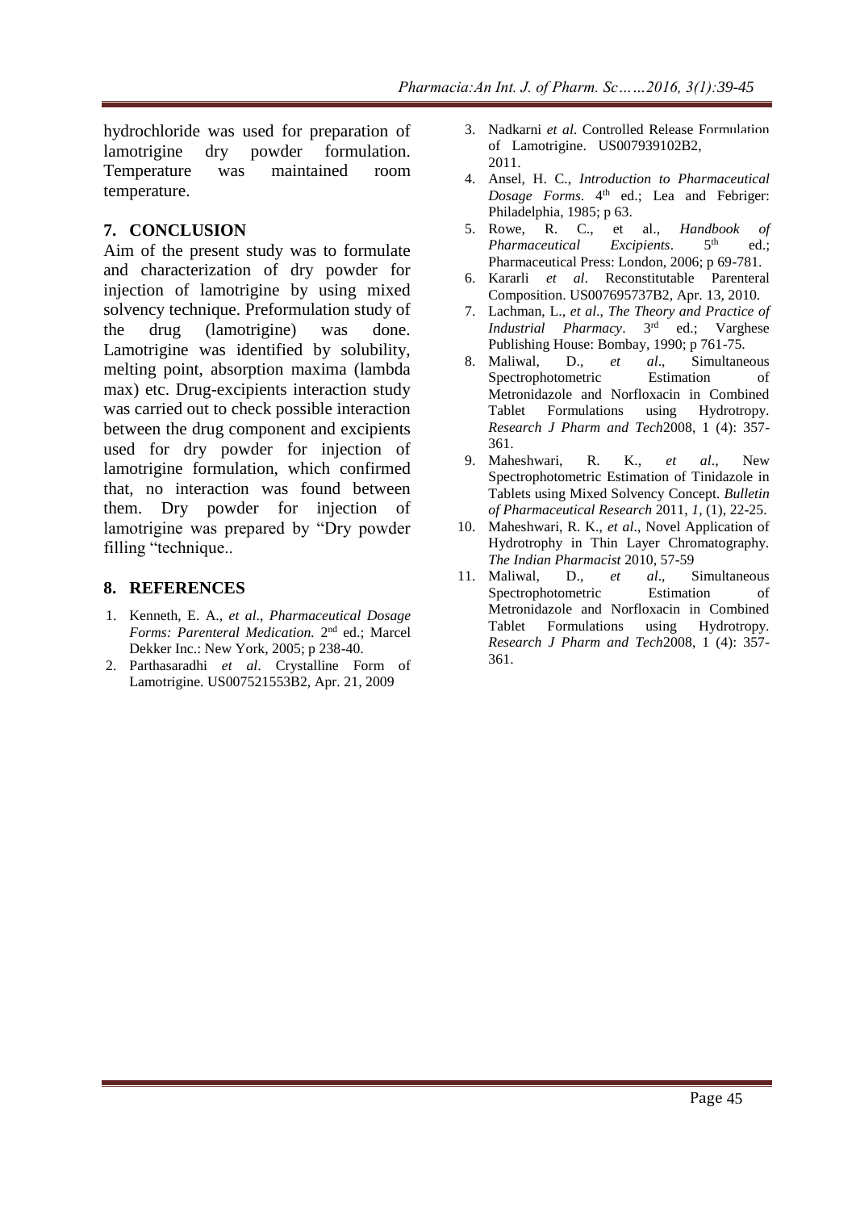hydrochloride was used for preparation of lamotrigine dry powder formulation. Temperature was maintained room temperature.

## 7. CONCLUSION

Aim of the present study was to formulate and characterization of dry powder for injection of lamotrigine by using mixed solvency technique. Preformulation study of the drug (lamotrigine) was done. Lamotrigine was identified by solubility, melting point, absorption maxima (lambda max) etc. Drug-excipients interaction study was carried out to check possible interaction between the drug component and excipients used for dry powder for injection of lamotrigine formulation, which confirmed that, no interaction was found between them. Dry powder for injection of lamotrigine was prepared by "Dry powder filling "technique..

## 8. REFERENCES

1. Kenneth, E. A., *et al*., *Pharmaceutical Dosage Forms: Parenteral Medication.* 2nd ed.; Marcel Dekker Inc.: New York, 2005; p 238-40.
2. Parthasaradhi *et al*. Crystalline Form of Lamotrigine. US007521553B2, Apr. 21, 2009
3. Nadkarni *et al.* Controlled Release Formulation of Lamotrigine. US007939102B2, 2011.
4. Ansel, H. C., *Introduction to Pharmaceutical Dosage Forms*. 4th ed.; Lea and Febriger: Philadelphia, 1985; p 63.
5. Rowe, R. C., et al., *Handbook of Pharmaceutical Excipients*. 5th ed.; Pharmaceutical Press: London, 2006; p 69-781.
6. Kararli *et al*. Reconstitutable Parenteral Composition. US007695737B2, Apr. 13, 2010.
7. Lachman, L., *et al*., *The Theory and Practice of Industrial Pharmacy*. 3rd ed.; Varghese Publishing House: Bombay, 1990; p 761-75.
8. Maliwal, D., *et al*., Simultaneous Spectrophotometric Estimation of Metronidazole and Norfloxacin in Combined Tablet Formulations using Hydrotropy. *Research J Pharm and Tech*2008, 1 (4): 357-361.
9. Maheshwari, R. K., *et al*., New Spectrophotometric Estimation of Tinidazole in Tablets using Mixed Solvency Concept. *Bulletin of Pharmaceutical Research* 2011, *1*, (1), 22-25.
10. Maheshwari, R. K., *et al*., Novel Application of Hydrotrophy in Thin Layer Chromatography. *The Indian Pharmacist* 2010, 57-59
11. Maliwal, D., *et al*., Simultaneous Spectrophotometric Estimation of Metronidazole and Norfloxacin in Combined Tablet Formulations using Hydrotropy. *Research J Pharm and Tech*2008, 1 (4): 357-361.